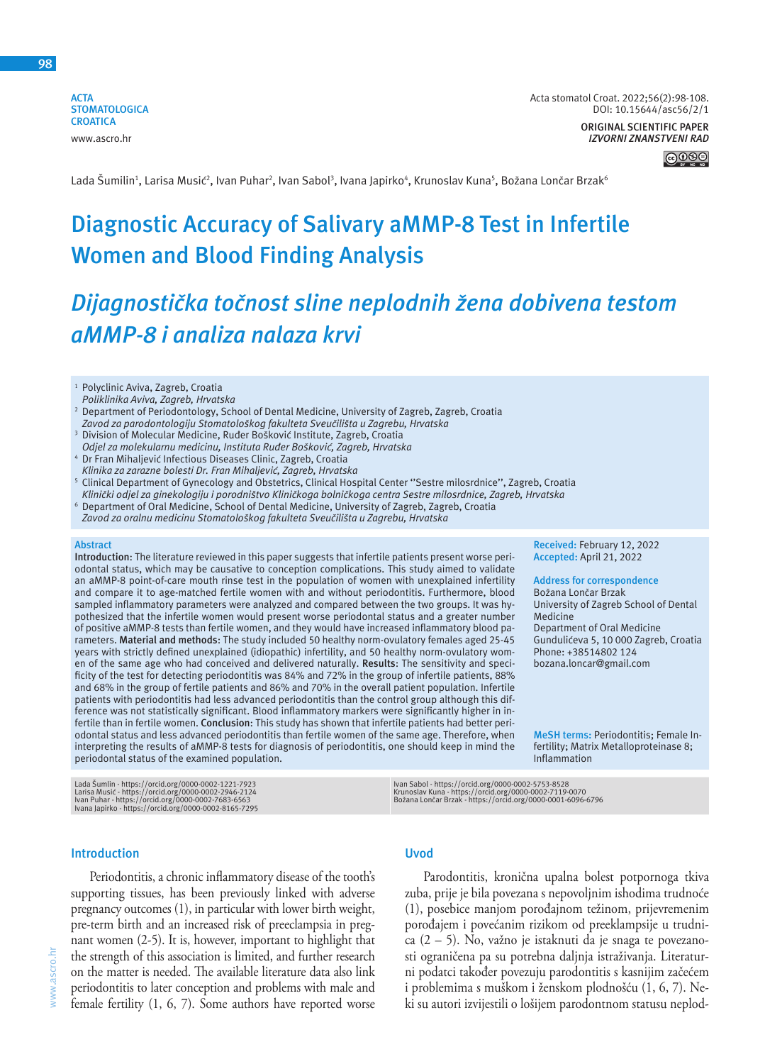ACTA STOMATOLOGICA CROATICA
www.ascro.hr

Acta stomatol Croat. 2022;56(2):98-108.
DOI: 10.15644/asc56/2/1

ORIGINAL SCIENTIFIC PAPER
*IZVORNI ZNANSTVENI RAD*

Lada Šumilin[1], Larisa Musić[2], Ivan Puhar[2], Ivan Sabol[3], Ivana Japirko[4], Krunoslav Kuna[5], Božana Lončar Brzak[6]

# Diagnostic Accuracy of Salivary aMMP-8 Test in Infertile Women and Blood Finding Analysis

# *Dijagnostička točnost sline neplodnih žena dobivena testom aMMP-8 i analiza nalaza krvi*

[1] Polyclinic Aviva, Zagreb, Croatia
*Poliklinika Aviva, Zagreb, Hrvatska*
[2] Department of Periodontology, School of Dental Medicine, University of Zagreb, Zagreb, Croatia
*Zavod za parodontologiju Stomatološkog fakulteta Sveučilišta u Zagrebu, Hrvatska*
[3] Division of Molecular Medicine, Ruđer Bošković Institute, Zagreb, Croatia
*Odjel za molekularnu medicinu, Instituta Ruđer Bošković, Zagreb, Hrvatska*
[4] Dr Fran Mihaljević Infectious Diseases Clinic, Zagreb, Croatia
*Klinika za zarazne bolesti Dr. Fran Mihaljević, Zagreb, Hrvatska*
[5] Clinical Department of Gynecology and Obstetrics, Clinical Hospital Center "Sestre milosrdnice", Zagreb, Croatia
*Klinički odjel za ginekologiju i porodništvo Kliničkoga bolničkoga centra Sestre milosrdnice, Zagreb, Hrvatska*
[6] Department of Oral Medicine, School of Dental Medicine, University of Zagreb, Zagreb, Croatia
*Zavod za oralnu medicinu Stomatološkog fakulteta Sveučilišta u Zagrebu, Hrvatska*

## Abstract

**Introduction**: The literature reviewed in this paper suggests that infertile patients present worse periodontal status, which may be causative to conception complications. This study aimed to validate an aMMP-8 point-of-care mouth rinse test in the population of women with unexplained infertility and compare it to age-matched fertile women with and without periodontitis. Furthermore, blood sampled inflammatory parameters were analyzed and compared between the two groups. It was hypothesized that the infertile women would present worse periodontal status and a greater number of positive aMMP-8 tests than fertile women, and they would have increased inflammatory blood parameters. **Material and methods**: The study included 50 healthy norm-ovulatory females aged 25-45 years with strictly defined unexplained (idiopathic) infertility, and 50 healthy norm-ovulatory women of the same age who had conceived and delivered naturally. **Results**: The sensitivity and specificity of the test for detecting periodontitis was 84% and 72% in the group of infertile patients, 88% and 68% in the group of fertile patients and 86% and 70% in the overall patient population. Infertile patients with periodontitis had less advanced periodontitis than the control group although this difference was not statistically significant. Blood inflammatory markers were significantly higher in infertile than in fertile women. **Conclusion**: This study has shown that infertile patients had better periodontal status and less advanced periodontitis than fertile women of the same age. Therefore, when interpreting the results of aMMP-8 tests for diagnosis of periodontitis, one should keep in mind the periodontal status of the examined population.

**Received:** February 12, 2022
**Accepted:** April 21, 2022

**Address for correspondence**
Božana Lončar Brzak
University of Zagreb School of Dental Medicine
Department of Oral Medicine
Gundulićeva 5, 10 000 Zagreb, Croatia
Phone: +38514802 124
bozana.loncar@gmail.com

**MeSH terms:** Periodontitis; Female Infertility; Matrix Metalloproteinase 8; Inflammation

Lada Šumilin - https://orcid.org/0000-0002-1221-7923
Larisa Music - https://orcid.org/0000-0002-2946-2124
Ivan Puhar - https://orcid.org/0000-0002-7683-6563
Ivana Japirko - https://orcid.org/0000-0002-8165-7295
Ivan Sabol - https://orcid.org/0000-0002-5753-8528
Krunoslav Kuna - https://orcid.org/0000-0002-7119-0070
Božana Lončar Brzak - https://orcid.org/0000-0001-6096-6796

## Introduction

Periodontitis, a chronic inflammatory disease of the tooth's supporting tissues, has been previously linked with adverse pregnancy outcomes (1), in particular with lower birth weight, pre-term birth and an increased risk of preeclampsia in pregnant women (2-5). It is, however, important to highlight that the strength of this association is limited, and further research on the matter is needed. The available literature data also link periodontitis to later conception and problems with male and female fertility (1, 6, 7). Some authors have reported worse

## Uvod

Parodontitis, kronična upalna bolest potpornoga tkiva zuba, prije je bila povezana s nepovoljnim ishodima trudnoće (1), posebice manjom porođajnom težinom, prijevremenim porođajem i povećanim rizikom od preeklampsije u trudnica (2 – 5). No, važno je istaknuti da je snaga te povezanosti ograničena pa su potrebna daljnja istraživanja. Literaturni podatci također povezuju parodontitis s kasnijim začećem i problemima s muškom i ženskom plodnošću (1, 6, 7). Neki su autori izvijestili o lošijem parodontnom statusu neplod-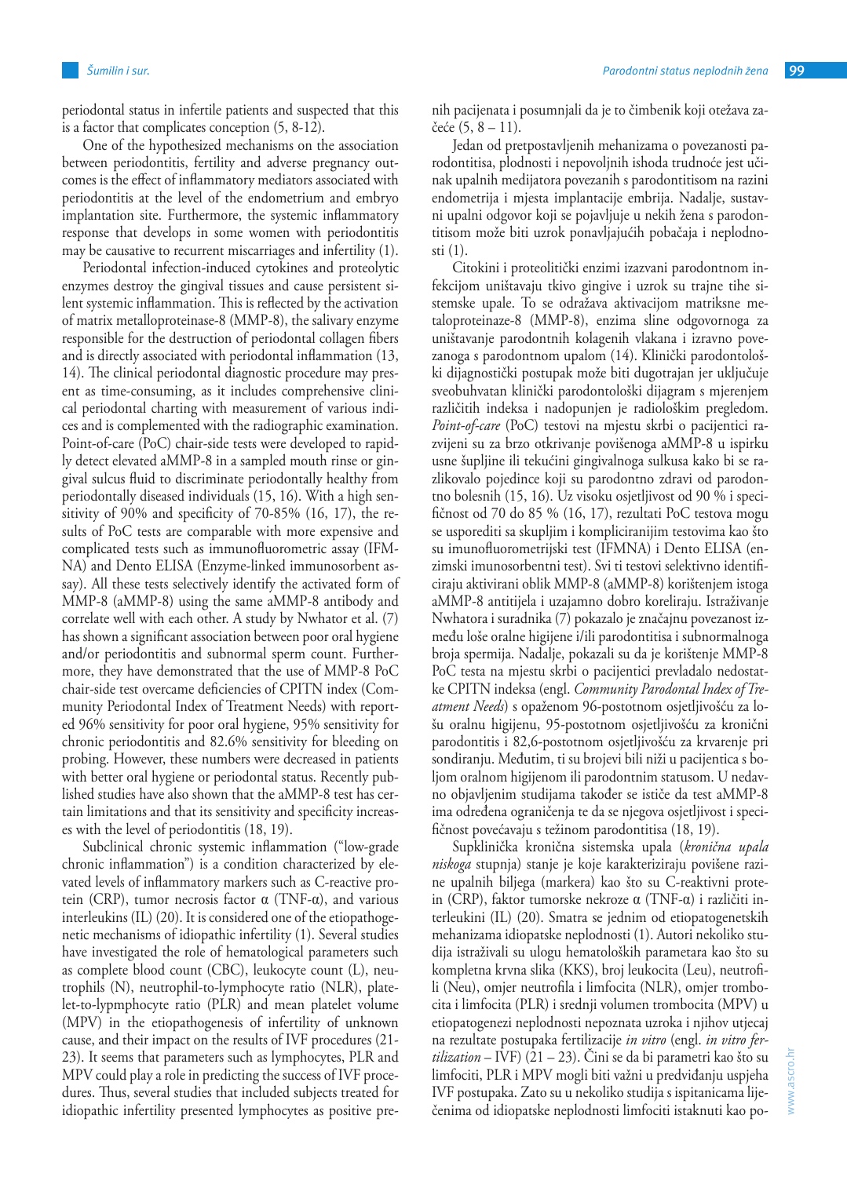periodontal status in infertile patients and suspected that this is a factor that complicates conception (5, 8-12).

One of the hypothesized mechanisms on the association between periodontitis, fertility and adverse pregnancy outcomes is the effect of inflammatory mediators associated with periodontitis at the level of the endometrium and embryo implantation site. Furthermore, the systemic inflammatory response that develops in some women with periodontitis may be causative to recurrent miscarriages and infertility (1).

Periodontal infection-induced cytokines and proteolytic enzymes destroy the gingival tissues and cause persistent silent systemic inflammation. This is reflected by the activation of matrix metalloproteinase-8 (MMP-8), the salivary enzyme responsible for the destruction of periodontal collagen fibers and is directly associated with periodontal inflammation (13, 14). The clinical periodontal diagnostic procedure may present as time-consuming, as it includes comprehensive clinical periodontal charting with measurement of various indices and is complemented with the radiographic examination. Point-of-care (PoC) chair-side tests were developed to rapidly detect elevated aMMP-8 in a sampled mouth rinse or gingival sulcus fluid to discriminate periodontally healthy from periodontally diseased individuals (15, 16). With a high sensitivity of 90% and specificity of 70-85% (16, 17), the results of PoC tests are comparable with more expensive and complicated tests such as immunofluorometric assay (IFMNA) and Dento ELISA (Enzyme-linked immunosorbent assay). All these tests selectively identify the activated form of MMP-8 (aMMP-8) using the same aMMP-8 antibody and correlate well with each other. A study by Nwhator et al. (7) has shown a significant association between poor oral hygiene and/or periodontitis and subnormal sperm count. Furthermore, they have demonstrated that the use of MMP-8 PoC chair-side test overcame deficiencies of CPITN index (Community Periodontal Index of Treatment Needs) with reported 96% sensitivity for poor oral hygiene, 95% sensitivity for chronic periodontitis and 82.6% sensitivity for bleeding on probing. However, these numbers were decreased in patients with better oral hygiene or periodontal status. Recently published studies have also shown that the aMMP-8 test has certain limitations and that its sensitivity and specificity increases with the level of periodontitis (18, 19).

Subclinical chronic systemic inflammation ("low-grade chronic inflammation") is a condition characterized by elevated levels of inflammatory markers such as C-reactive protein (CRP), tumor necrosis factor α (TNF-α), and various interleukins (IL) (20). It is considered one of the etiopathogenetic mechanisms of idiopathic infertility (1). Several studies have investigated the role of hematological parameters such as complete blood count (CBC), leukocyte count (L), neutrophils (N), neutrophil-to-lymphocyte ratio (NLR), platelet-to-lypmphocyte ratio (PLR) and mean platelet volume (MPV) in the etiopathogenesis of infertility of unknown cause, and their impact on the results of IVF procedures (21-23). It seems that parameters such as lymphocytes, PLR and MPV could play a role in predicting the success of IVF procedures. Thus, several studies that included subjects treated for idiopathic infertility presented lymphocytes as positive pre-

nih pacijenata i posumnjali da je to čimbenik koji otežava začeće (5, 8 – 11).

Jedan od pretpostavljenih mehanizama o povezanosti parodontitisa, plodnosti i nepovoljnih ishoda trudnoće jest učinak upalnih medijatora povezanih s parodontitisom na razini endometrija i mjesta implantacije embrija. Nadalje, sustavni upalni odgovor koji se pojavljuje u nekih žena s parodontitisom može biti uzrok ponavljajućih pobačaja i neplodnosti (1).

Citokini i proteolitički enzimi izazvani parodontnom infekcijom uništavaju tkivo gingive i uzrok su trajne tihe sistemske upale. To se odražava aktivacijom matriksne metaloproteinaze-8 (MMP-8), enzima sline odgovornoga za uništavanje parodontnih kolagenih vlakana i izravno povezanoga s parodontnom upalom (14). Klinički parodontološki dijagnostički postupak može biti dugotrajan jer uključuje sveobuhvatan klinički parodontološki dijagram s mjerenjem različitih indeksa i nadopunjen je radiološkim pregledom. *Point-of-care* (PoC) testovi na mjestu skrbi o pacijentici razvijeni su za brzo otkrivanje povišenoga aMMP-8 u ispirku usne šupljine ili tekućini gingivalnoga sulkusa kako bi se razlikovalo pojedince koji su parodontno zdravi od parodontno bolesnih (15, 16). Uz visoku osjetljivost od 90 % i specifičnost od 70 do 85 % (16, 17), rezultati PoC testova mogu se usporediti sa skupljim i kompliciranijim testovima kao što su imunofluorometrijski test (IFMNA) i Dento ELISA (enzimski imunosorbentni test). Svi ti testovi selektivno identificiraju aktivirani oblik MMP-8 (aMMP-8) korištenjem istoga aMMP-8 antitijela i uzajamno dobro koreliraju. Istraživanje Nwhatora i suradnika (7) pokazalo je značajnu povezanost između loše oralne higijene i/ili parodontitisa i subnormalnoga broja spermija. Nadalje, pokazali su da je korištenje MMP-8 PoC testa na mjestu skrbi o pacijentici prevladalo nedostatke CPITN indeksa (engl. *Community Parodontal Index of Treatment Needs*) s opaženom 96-postotnom osjetljivošću za lošu oralnu higijenu, 95-postotnom osjetljivošću za kronični parodontitis i 82,6-postotnom osjetljivošću za krvarenje pri sondiranju. Međutim, ti su brojevi bili niži u pacijentica s boljom oralnom higijenom ili parodontnim statusom. U nedavno objavljenim studijama također se ističe da test aMMP-8 ima određena ograničenja te da se njegova osjetljivost i specifičnost povećavaju s težinom parodontitisa (18, 19).

Supklinička kronična sistemska upala (*kronična upala niskoga* stupnja) stanje je koje karakteriziraju povišene razine upalnih biljega (markera) kao što su C-reaktivni protein (CRP), faktor tumorske nekroze α (TNF-α) i različiti interleukini (IL) (20). Smatra se jednim od etiopatogenetskih mehanizama idiopatske neplodnosti (1). Autori nekoliko studija istraživali su ulogu hematoloških parametara kao što su kompletna krvna slika (KKS), broj leukocita (Leu), neutrofili (Neu), omjer neutrofila i limfocita (NLR), omjer trombocita i limfocita (PLR) i srednji volumen trombocita (MPV) u etiopatogenezi neplodnosti nepoznata uzroka i njihov utjecaj na rezultate postupaka fertilizacije *in vitro* (engl. *in vitro fertilization* – IVF) (21 – 23). Čini se da bi parametri kao što su limfociti, PLR i MPV mogli biti važni u predviđanju uspjeha IVF postupaka. Zato su u nekoliko studija s ispitanicama liječenima od idiopatske neplodnosti limfociti istaknuti kao po-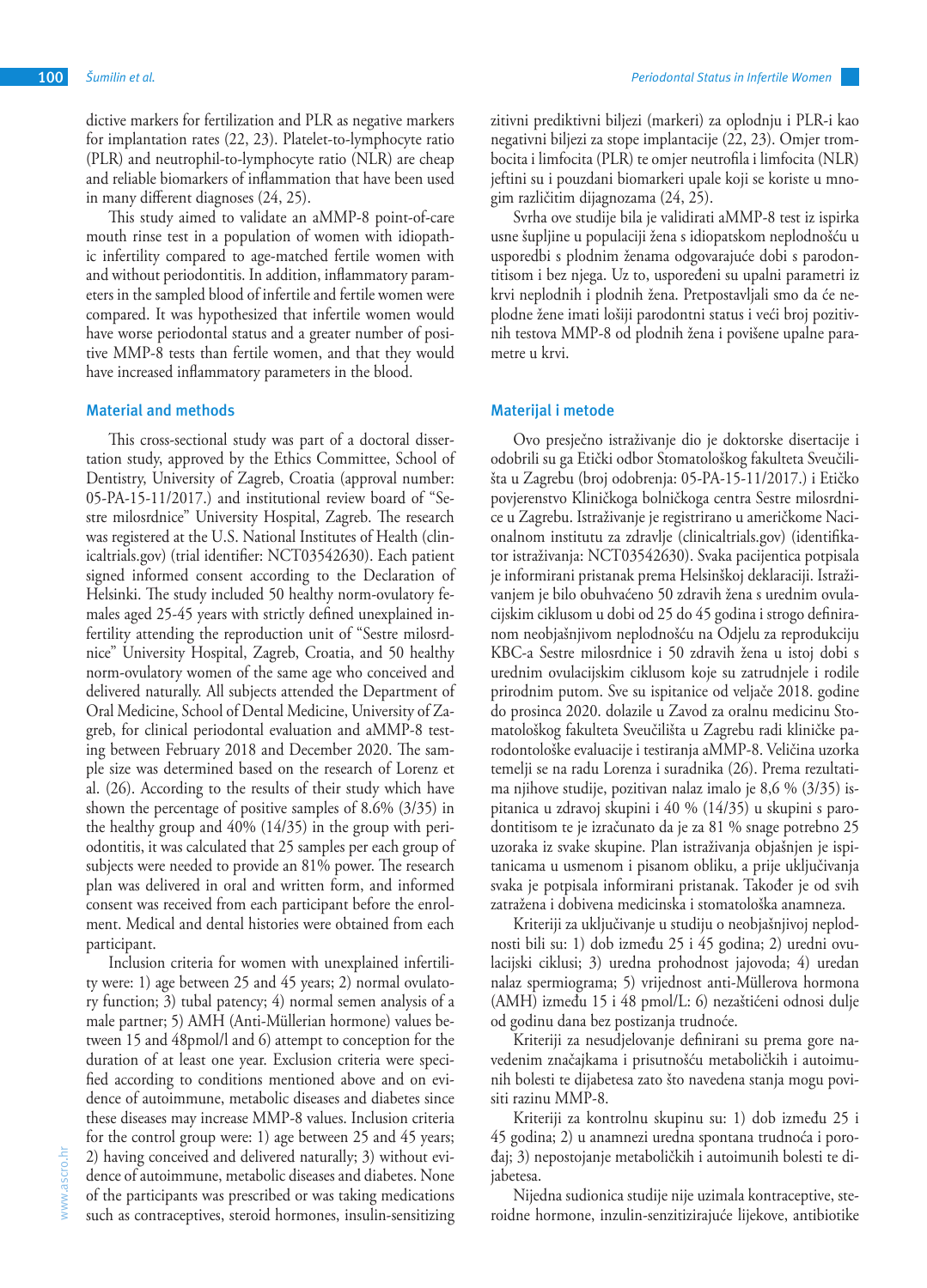dictive markers for fertilization and PLR as negative markers for implantation rates (22, 23). Platelet-to-lymphocyte ratio (PLR) and neutrophil-to-lymphocyte ratio (NLR) are cheap and reliable biomarkers of inflammation that have been used in many different diagnoses (24, 25).

This study aimed to validate an aMMP-8 point-of-care mouth rinse test in a population of women with idiopathic infertility compared to age-matched fertile women with and without periodontitis. In addition, inflammatory parameters in the sampled blood of infertile and fertile women were compared. It was hypothesized that infertile women would have worse periodontal status and a greater number of positive MMP-8 tests than fertile women, and that they would have increased inflammatory parameters in the blood.

## Material and methods

This cross-sectional study was part of a doctoral dissertation study, approved by the Ethics Committee, School of Dentistry, University of Zagreb, Croatia (approval number: 05-PA-15-11/2017.) and institutional review board of "Sestre milosrdnice" University Hospital, Zagreb. The research was registered at the U.S. National Institutes of Health (clinicaltrials.gov) (trial identifier: NCT03542630). Each patient signed informed consent according to the Declaration of Helsinki. The study included 50 healthy norm-ovulatory females aged 25-45 years with strictly defined unexplained infertility attending the reproduction unit of "Sestre milosrdnice" University Hospital, Zagreb, Croatia, and 50 healthy norm-ovulatory women of the same age who conceived and delivered naturally. All subjects attended the Department of Oral Medicine, School of Dental Medicine, University of Zagreb, for clinical periodontal evaluation and aMMP-8 testing between February 2018 and December 2020. The sample size was determined based on the research of Lorenz et al. (26). According to the results of their study which have shown the percentage of positive samples of 8.6% (3/35) in the healthy group and 40% (14/35) in the group with periodontitis, it was calculated that 25 samples per each group of subjects were needed to provide an 81% power. The research plan was delivered in oral and written form, and informed consent was received from each participant before the enrolment. Medical and dental histories were obtained from each participant.

Inclusion criteria for women with unexplained infertility were: 1) age between 25 and 45 years; 2) normal ovulatory function; 3) tubal patency; 4) normal semen analysis of a male partner; 5) AMH (Anti-Müllerian hormone) values between 15 and 48pmol/l and 6) attempt to conception for the duration of at least one year. Exclusion criteria were specified according to conditions mentioned above and on evidence of autoimmune, metabolic diseases and diabetes since these diseases may increase MMP-8 values. Inclusion criteria for the control group were: 1) age between 25 and 45 years; 2) having conceived and delivered naturally; 3) without evidence of autoimmune, metabolic diseases and diabetes. None of the participants was prescribed or was taking medications such as contraceptives, steroid hormones, insulin-sensitizing

zitivni prediktivni biljezi (markeri) za oplodnju i PLR-i kao negativni biljezi za stope implantacije (22, 23). Omjer trombocita i limfocita (PLR) te omjer neutrofila i limfocita (NLR) jeftini su i pouzdani biomarkeri upale koji se koriste u mnogim različitim dijagnozama (24, 25).

Svrha ove studije bila je validirati aMMP-8 test iz ispirka usne šupljine u populaciji žena s idiopatskom neplodnošću u usporedbi s plodnim ženama odgovarajuće dobi s parodontitisom i bez njega. Uz to, uspoređeni su upalni parametri iz krvi neplodnih i plodnih žena. Pretpostavljali smo da će neplodne žene imati lošiji parodontni status i veći broj pozitivnih testova MMP-8 od plodnih žena i povišene upalne parametre u krvi.

## Materijal i metode

Ovo presječno istraživanje dio je doktorske disertacije i odobrili su ga Etički odbor Stomatološkog fakulteta Sveučilišta u Zagrebu (broj odobrenja: 05-PA-15-11/2017.) i Etičko povjerenstvo Kliničkoga bolničkoga centra Sestre milosrdnice u Zagrebu. Istraživanje je registrirano u američkome Nacionalnom institutu za zdravlje (clinicaltrials.gov) (identifikator istraživanja: NCT03542630). Svaka pacijentica potpisala je informirani pristanak prema Helsinškoj deklaraciji. Istraživanjem je bilo obuhvaćeno 50 zdravih žena s urednim ovulacijskim ciklusom u dobi od 25 do 45 godina i strogo definiranom neobjašnjivom neplodnošću na Odjelu za reprodukciju KBC-a Sestre milosrdnice i 50 zdravih žena u istoj dobi s urednim ovulacijskim ciklusom koje su zatrudnjele i rodile prirodnim putom. Sve su ispitanice od veljače 2018. godine do prosinca 2020. dolazile u Zavod za oralnu medicinu Stomatološkog fakulteta Sveučilišta u Zagrebu radi kliničke parodontološke evaluacije i testiranja aMMP-8. Veličina uzorka temelji se na radu Lorenza i suradnika (26). Prema rezultatima njihove studije, pozitivan nalaz imalo je 8,6 % (3/35) ispitanica u zdravoj skupini i 40 % (14/35) u skupini s parodontitisom te je izračunato da je za 81 % snage potrebno 25 uzoraka iz svake skupine. Plan istraživanja objašnjen je ispitanicama u usmenom i pisanom obliku, a prije uključivanja svaka je potpisala informirani pristanak. Također je od svih zatražena i dobivena medicinska i stomatološka anamneza.

Kriteriji za uključivanje u studiju o neobjašnjivoj neplodnosti bili su: 1) dob između 25 i 45 godina; 2) uredni ovulacijski ciklusi; 3) uredna prohodnost jajovoda; 4) uredan nalaz spermiograma; 5) vrijednost anti-Müllerova hormona (AMH) između 15 i 48 pmol/L: 6) nezaštićeni odnosi dulje od godinu dana bez postizanja trudnoće.

Kriteriji za nesudjelovanje definirani su prema gore navedenim značajkama i prisutnošću metaboličkih i autoimunih bolesti te dijabetesa zato što navedena stanja mogu povisiti razinu MMP-8.

Kriteriji za kontrolnu skupinu su: 1) dob između 25 i 45 godina; 2) u anamnezi uredna spontana trudnoća i porođaj; 3) nepostojanje metaboličkih i autoimunih bolesti te dijabetesa.

Nijedna sudionica studije nije uzimala kontraceptive, steroidne hormone, inzulin-senzitizirajuće lijekove, antibiotike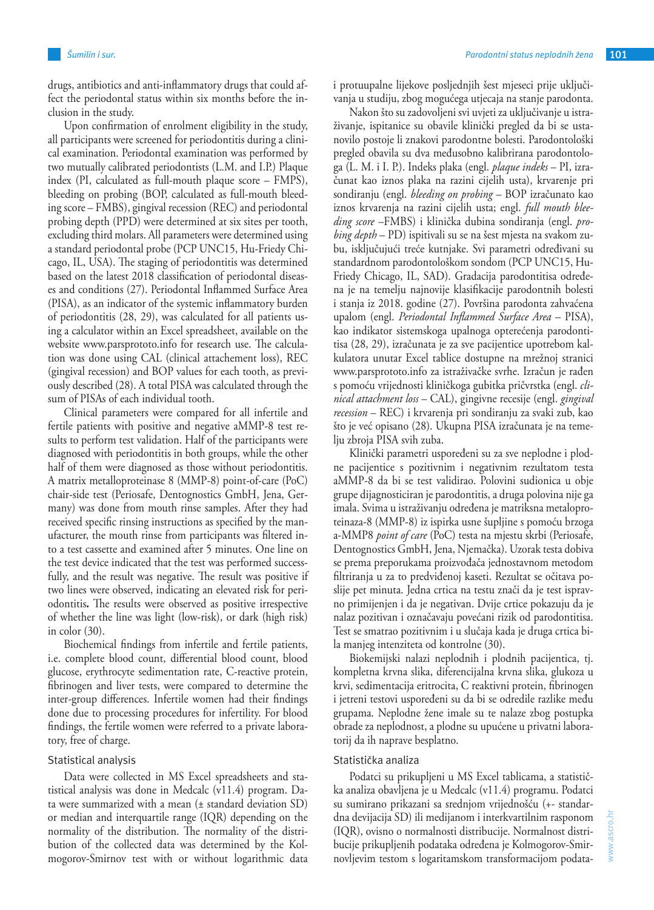drugs, antibiotics and anti-inflammatory drugs that could affect the periodontal status within six months before the inclusion in the study.

Upon confirmation of enrolment eligibility in the study, all participants were screened for periodontitis during a clinical examination. Periodontal examination was performed by two mutually calibrated periodontists (L.M. and I.P.) Plaque index (PI, calculated as full-mouth plaque score – FMPS), bleeding on probing (BOP, calculated as full-mouth bleeding score – FMBS), gingival recession (REC) and periodontal probing depth (PPD) were determined at six sites per tooth, excluding third molars. All parameters were determined using a standard periodontal probe (PCP UNC15, Hu-Friedy Chicago, IL, USA). The staging of periodontitis was determined based on the latest 2018 classification of periodontal diseases and conditions (27). Periodontal Inflammed Surface Area (PISA), as an indicator of the systemic inflammatory burden of periodontitis (28, 29), was calculated for all patients using a calculator within an Excel spreadsheet, available on the website www.parsprototo.info for research use. The calculation was done using CAL (clinical attachement loss), REC (gingival recession) and BOP values for each tooth, as previously described (28). A total PISA was calculated through the sum of PISAs of each individual tooth.

Clinical parameters were compared for all infertile and fertile patients with positive and negative aMMP-8 test results to perform test validation. Half of the participants were diagnosed with periodontitis in both groups, while the other half of them were diagnosed as those without periodontitis. A matrix metalloproteinase 8 (MMP-8) point-of-care (PoC) chair-side test (Periosafe, Dentognostics GmbH, Jena, Germany) was done from mouth rinse samples. After they had received specific rinsing instructions as specified by the manufacturer, the mouth rinse from participants was filtered into a test cassette and examined after 5 minutes. One line on the test device indicated that the test was performed successfully, and the result was negative. The result was positive if two lines were observed, indicating an elevated risk for periodontitis**.** The results were observed as positive irrespective of whether the line was light (low-risk), or dark (high risk) in color (30).

Biochemical findings from infertile and fertile patients, i.e. complete blood count, differential blood count, blood glucose, erythrocyte sedimentation rate, C-reactive protein, fibrinogen and liver tests, were compared to determine the inter-group differences. Infertile women had their findings done due to processing procedures for infertility. For blood findings, the fertile women were referred to a private laboratory, free of charge.

### Statistical analysis

Data were collected in MS Excel spreadsheets and statistical analysis was done in Medcalc (v11.4) program. Data were summarized with a mean (± standard deviation SD) or median and interquartile range (IQR) depending on the normality of the distribution. The normality of the distribution of the collected data was determined by the Kolmogorov-Smirnov test with or without logarithmic data

i protuupalne lijekove posljednjih šest mjeseci prije uključivanja u studiju, zbog mogućega utjecaja na stanje parodonta.

Nakon što su zadovoljeni svi uvjeti za uključivanje u istraživanje, ispitanice su obavile klinički pregled da bi se ustanovilo postoje li znakovi parodontne bolesti. Parodontološki pregled obavila su dva međusobno kalibrirana parodontologa (L. M. i I. P.). Indeks plaka (engl. *plaque indeks* – PI, izračunat kao iznos plaka na razini cijelih usta), krvarenje pri sondiranju (engl. *bleeding on probing* – BOP izračunato kao iznos krvarenja na razini cijelih usta; engl. *full mouth bleeding score* –FMBS) i klinička dubina sondiranja (engl. *probing depth* – PD) ispitivali su se na šest mjesta na svakom zubu, isključujući treće kutnjake. Svi parametri određivani su standardnom parodontološkom sondom (PCP UNC15, Hu-Friedy Chicago, IL, SAD). Gradacija parodontitisa određena je na temelju najnovije klasifikacije parodontnih bolesti i stanja iz 2018. godine (27). Površina parodonta zahvaćena upalom (engl. *Periodontal Inflammed Surface Area* – PISA), kao indikator sistemskoga upalnoga opterećenja parodontitisa (28, 29), izračunata je za sve pacijentice upotrebom kalkulatora unutar Excel tablice dostupne na mrežnoj stranici www.parsprototo.info za istraživačke svrhe. Izračun je rađen s pomoću vrijednosti kliničkoga gubitka pričvrstka (engl. *clinical attachment loss* – CAL), gingivne recesije (engl. *gingival recession* – REC) i krvarenja pri sondiranju za svaki zub, kao što je već opisano (28). Ukupna PISA izračunata je na temelju zbroja PISA svih zuba.

Klinički parametri uspoređeni su za sve neplodne i plodne pacijentice s pozitivnim i negativnim rezultatom testa aMMP-8 da bi se test validirao. Polovini sudionica u obje grupe dijagnosticiran je parodontitis, a druga polovina nije ga imala. Svima u istraživanju određena je matriksna metaloproteinaza-8 (MMP-8) iz ispirka usne šupljine s pomoću brzoga a-MMP8 *point of care* (PoC) testa na mjestu skrbi (Periosafe, Dentognostics GmbH, Jena, Njemačka). Uzorak testa dobiva se prema preporukama proizvođača jednostavnom metodom filtriranja u za to predviđenoj kaseti. Rezultat se očitava poslije pet minuta. Jedna crtica na testu znači da je test ispravno primijenjen i da je negativan. Dvije crtice pokazuju da je nalaz pozitivan i označavaju povećani rizik od parodontitisa. Test se smatrao pozitivnim i u slučaja kada je druga crtica bila manjeg intenziteta od kontrolne (30).

Biokemijski nalazi neplodnih i plodnih pacijentica, tj. kompletna krvna slika, diferencijalna krvna slika, glukoza u krvi, sedimentacija eritrocita, C reaktivni protein, fibrinogen i jetreni testovi uspoređeni su da bi se odredile razlike među grupama. Neplodne žene imale su te nalaze zbog postupka obrade za neplodnost, a plodne su upućene u privatni laboratorij da ih naprave besplatno.

### Statistička analiza

Podatci su prikupljeni u MS Excel tablicama, a statistička analiza obavljena je u Medcalc (v11.4) programu. Podatci su sumirano prikazani sa srednjom vrijednošću (+- standardna devijacija SD) ili medijanom i interkvartilnim rasponom (IQR), ovisno o normalnosti distribucije. Normalnost distribucije prikupljenih podataka određena je Kolmogorov-Smirnovljevim testom s logaritamskom transformacijom podata-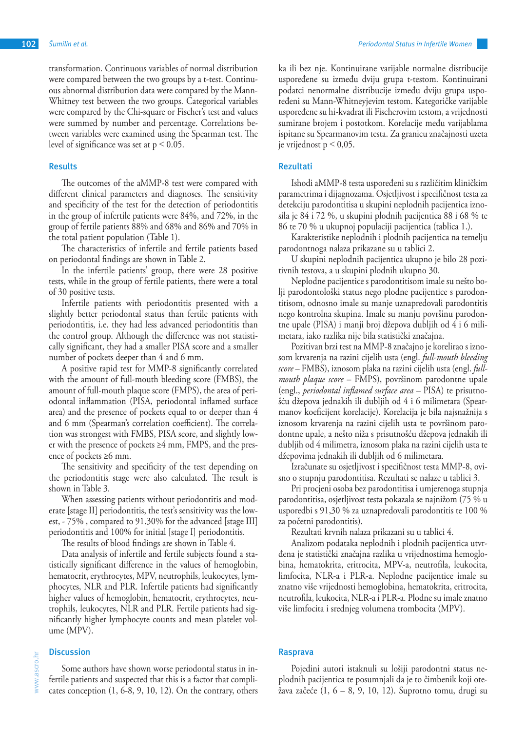transformation. Continuous variables of normal distribution were compared between the two groups by a t-test. Continuous abnormal distribution data were compared by the Mann-Whitney test between the two groups. Categorical variables were compared by the Chi-square or Fischer's test and values were summed by number and percentage. Correlations between variables were examined using the Spearman test. The level of significance was set at $p < 0.05$.

## Results

The outcomes of the aMMP-8 test were compared with different clinical parameters and diagnoses. The sensitivity and specificity of the test for the detection of periodontitis in the group of infertile patients were 84%, and 72%, in the group of fertile patients 88% and 68% and 86% and 70% in the total patient population (Table 1).

The characteristics of infertile and fertile patients based on periodontal findings are shown in Table 2.

In the infertile patients' group, there were 28 positive tests, while in the group of fertile patients, there were a total of 30 positive tests.

Infertile patients with periodontitis presented with a slightly better periodontal status than fertile patients with periodontitis, i.e. they had less advanced periodontitis than the control group. Although the difference was not statistically significant, they had a smaller PISA score and a smaller number of pockets deeper than 4 and 6 mm.

A positive rapid test for MMP-8 significantly correlated with the amount of full-mouth bleeding score (FMBS), the amount of full-mouth plaque score (FMPS), the area of periodontal inflammation (PISA, periodontal inflamed surface area) and the presence of pockets equal to or deeper than 4 and 6 mm (Spearman's correlation coefficient). The correlation was strongest with FMBS, PISA score, and slightly lower with the presence of pockets ≥4 mm, FMPS, and the presence of pockets ≥6 mm.

The sensitivity and specificity of the test depending on the periodontitis stage were also calculated. The result is shown in Table 3.

When assessing patients without periodontitis and moderate [stage II] periodontitis, the test's sensitivity was the lowest, - 75% , compared to 91.30% for the advanced [stage III] periodontitis and 100% for initial [stage I] periodontitis.

The results of blood findings are shown in Table 4.

Data analysis of infertile and fertile subjects found a statistically significant difference in the values of hemoglobin, hematocrit, erythrocytes, MPV, neutrophils, leukocytes, lymphocytes, NLR and PLR. Infertile patients had significantly higher values of hemoglobin, hematocrit, erythrocytes, neutrophils, leukocytes, NLR and PLR. Fertile patients had significantly higher lymphocyte counts and mean platelet volume (MPV).

## Discussion

Some authors have shown worse periodontal status in infertile patients and suspected that this is a factor that complicates conception (1, 6-8, 9, 10, 12). On the contrary, others

ka ili bez nje. Kontinuirane varijable normalne distribucije uspoređene su između dviju grupa t-testom. Kontinuirani podatci nenormalne distribucije između dviju grupa uspoređeni su Mann-Whitneyjevim testom. Kategoričke varijable uspoređene su hi-kvadrat ili Fischerovim testom, a vrijednosti sumirane brojem i postotkom. Korelacije među varijablama ispitane su Spearmanovim testa. Za granicu značajnosti uzeta je vrijednost $p < 0{,}05$.

## Rezultati

Ishodi aMMP-8 testa uspoređeni su s različitim kliničkim parametrima i dijagnozama. Osjetljivost i specifičnost testa za detekciju parodontitisa u skupini neplodnih pacijentica iznosila je 84 i 72 %, u skupini plodnih pacijentica 88 i 68 % te 86 te 70 % u ukupnoj populaciji pacijentica (tablica 1.).

Karakteristike neplodnih i plodnih pacijentica na temelju parodontnoga nalaza prikazane su u tablici 2.

U skupini neplodnih pacijentica ukupno je bilo 28 pozitivnih testova, a u skupini plodnih ukupno 30.

Neplodne pacijentice s parodontitisom imale su nešto bolji parodontološki status nego plodne pacijentice s parodontitisom, odnosno imale su manje uznapredovali parodontitis nego kontrolna skupina. Imale su manju površinu parodontne upale (PISA) i manji broj džepova dubljih od 4 i 6 milimetara, iako razlika nije bila statistički značajna.

Pozitivan brzi test na MMP-8 značajno je korelirao s iznosom krvarenja na razini cijelih usta (engl. *full-mouth bleeding score* – FMBS), iznosom plaka na razini cijelih usta (engl. *full-mouth plaque score* – FMPS), površinom parodontne upale (engl., *periodontal inflamed surface area* – PISA) te prisutnošću džepova jednakih ili dubljih od 4 i 6 milimetara (Spearmanov koeficijent korelacije). Korelacija je bila najsnažnija s iznosom krvarenja na razini cijelih usta te površinom parodontne upale, a nešto niža s prisutnošću džepova jednakih ili dubljih od 4 milimetra, iznosom plaka na razini cijelih usta te džepovima jednakih ili dubljih od 6 milimetara.

Izračunate su osjetljivost i specifičnost testa MMP-8, ovisno o stupnju parodontitisa. Rezultati se nalaze u tablici 3.

Pri procjeni osoba bez parodontitisa i umjerenoga stupnja parodontitisa, osjetljivost testa pokazala se najnižom (75 % u usporedbi s 91,30 % za uznapredovali parodontitis te 100 % za početni parodontitis).

Rezultati krvnih nalaza prikazani su u tablici 4.

Analizom podataka neplodnih i plodnih pacijentica utvrđena je statistički značajna razlika u vrijednostima hemoglobina, hematokrita, eritrocita, MPV-a, neutrofila, leukocita, limfocita, NLR-a i PLR-a. Neplodne pacijentice imale su znatno više vrijednosti hemoglobina, hematokrita, eritrocita, neutrofila, leukocita, NLR-a i PLR-a. Plodne su imale znatno više limfocita i srednjeg volumena trombocita (MPV).

## Rasprava

Pojedini autori istaknuli su lošiji parodontni status neplodnih pacijentica te posumnjali da je to čimbenik koji otežava začeće (1, 6 – 8, 9, 10, 12). Suprotno tomu, drugi su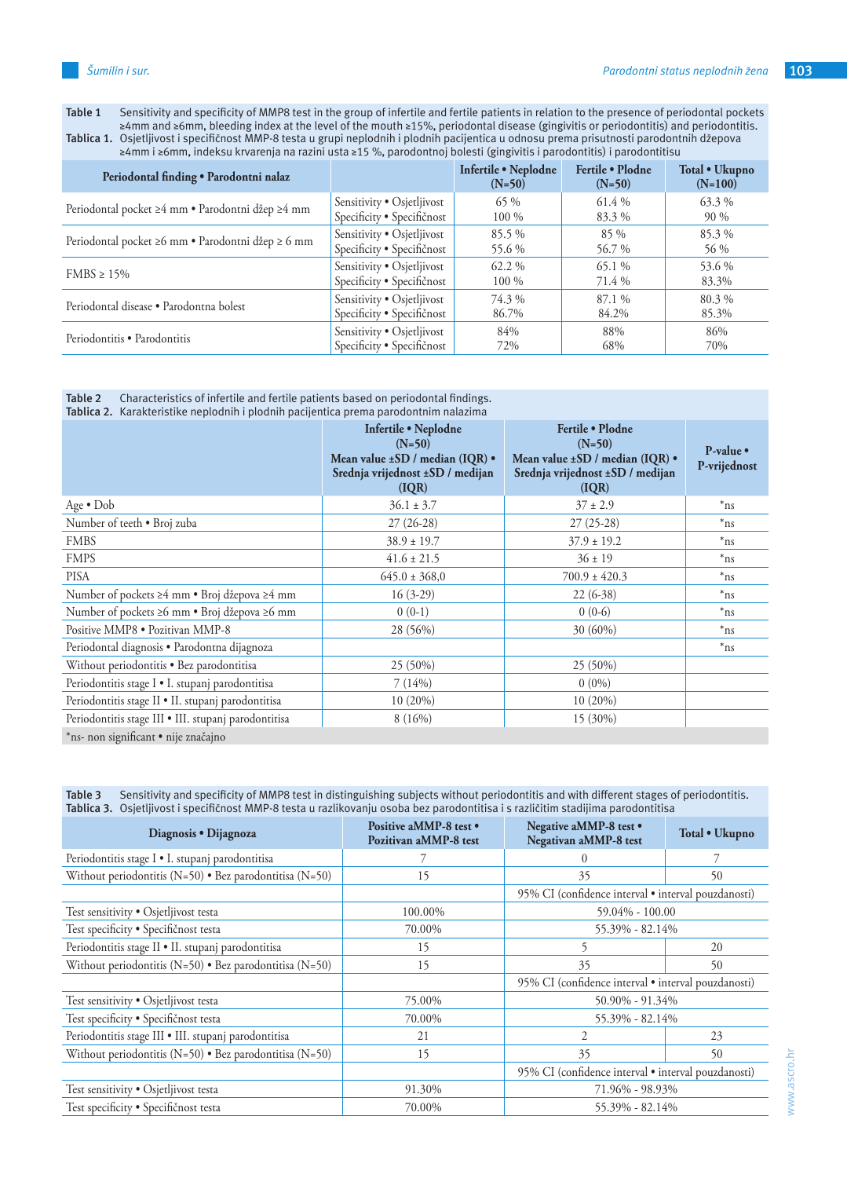**Table 1** Sensitivity and specificity of MMP8 test in the group of infertile and fertile patients in relation to the presence of periodontal pockets ≥4mm and ≥6mm, bleeding index at the level of the mouth ≥15%, periodontal disease (gingivitis or periodontitis) and periodontitis.
**Tablica 1.** Osjetljivost i specifičnost MMP-8 testa u grupi neplodnih i plodnih pacijentica u odnosu prema prisutnosti parodontnih džepova ≥4mm i ≥6mm, indeksu krvarenja na razini usta ≥15 %, parodontnoj bolesti (gingivitis i parodontitis) i parodontitisu

| Periodontal finding • Parodontni nalaz | | Infertile • Neplodne (N=50) | Fertile • Plodne (N=50) | Total • Ukupno (N=100) |
|---|---|---|---|---|
| Periodontal pocket ≥4 mm • Parodontni džep ≥4 mm | Sensitivity • Osjetljivost | 65 % | 61.4 % | 63.3 % |
| | Specificity • Specifičnost | 100 % | 83.3 % | 90 % |
| Periodontal pocket ≥6 mm • Parodontni džep ≥ 6 mm | Sensitivity • Osjetljivost | 85.5 % | 85 % | 85.3 % |
| | Specificity • Specifičnost | 55.6 % | 56.7 % | 56 % |
| FMBS ≥ 15% | Sensitivity • Osjetljivost | 62.2 % | 65.1 % | 53.6 % |
| | Specificity • Specifičnost | 100 % | 71.4 % | 83.3% |
| Periodontal disease • Parodontna bolest | Sensitivity • Osjetljivost | 74.3 % | 87.1 % | 80.3 % |
| | Specificity • Specifičnost | 86.7% | 84.2% | 85.3% |
| Periodontitis • Parodontitis | Sensitivity • Osjetljivost | 84% | 88% | 86% |
| | Specificity • Specifičnost | 72% | 68% | 70% |

**Table 2** Characteristics of infertile and fertile patients based on periodontal findings.
**Tablica 2.** Karakteristike neplodnih i plodnih pacijentica prema parodontnim nalazima

| | Infertile • Neplodne (N=50) Mean value ±SD / median (IQR) • Srednja vrijednost ±SD / medijan (IQR) | Fertile • Plodne (N=50) Mean value ±SD / median (IQR) • Srednja vrijednost ±SD / medijan (IQR) | P-value • P-vrijednost |
|---|---|---|---|
| Age • Dob | 36.1 ± 3.7 | 37 ± 2.9 | *ns |
| Number of teeth • Broj zuba | 27 (26-28) | 27 (25-28) | *ns |
| FMBS | 38.9 ± 19.7 | 37.9 ± 19.2 | *ns |
| FMPS | 41.6 ± 21.5 | 36 ± 19 | *ns |
| PISA | 645.0 ± 368,0 | 700.9 ± 420.3 | *ns |
| Number of pockets ≥4 mm • Broj džepova ≥4 mm | 16 (3-29) | 22 (6-38) | *ns |
| Number of pockets ≥6 mm • Broj džepova ≥6 mm | 0 (0-1) | 0 (0-6) | *ns |
| Positive MMP8 • Pozitivan MMP-8 | 28 (56%) | 30 (60%) | *ns |
| Periodontal diagnosis • Parodontna dijagnoza | | | *ns |
| Without periodontitis • Bez parodontitisa | 25 (50%) | 25 (50%) | |
| Periodontitis stage I • I. stupanj parodontitisa | 7 (14%) | 0 (0%) | |
| Periodontitis stage II • II. stupanj parodontitisa | 10 (20%) | 10 (20%) | |
| Periodontitis stage III • III. stupanj parodontitisa | 8 (16%) | 15 (30%) | |

*ns- non significant • nije značajno

**Table 3** Sensitivity and specificity of MMP8 test in distinguishing subjects without periodontitis and with different stages of periodontitis.
**Tablica 3.** Osjetljivost i specifičnost MMP-8 testa u razlikovanju osoba bez parodontitisa i s različitim stadijima parodontitisa

| Diagnosis • Dijagnoza | Positive aMMP-8 test • Pozitivan aMMP-8 test | Negative aMMP-8 test • Negativan aMMP-8 test | Total • Ukupno |
|---|---|---|---|
| Periodontitis stage I • I. stupanj parodontitisa | 7 | 0 | 7 |
| Without periodontitis (N=50) • Bez parodontitisa (N=50) | 15 | 35 | 50 |
| | | 95% CI (confidence interval • interval pouzdanosti) | |
| Test sensitivity • Osjetljivost testa | 100.00% | 59.04% - 100.00 | |
| Test specificity • Specifičnost testa | 70.00% | 55.39% - 82.14% | |
| Periodontitis stage II • II. stupanj parodontitisa | 15 | 5 | 20 |
| Without periodontitis (N=50) • Bez parodontitisa (N=50) | 15 | 35 | 50 |
| | | 95% CI (confidence interval • interval pouzdanosti) | |
| Test sensitivity • Osjetljivost testa | 75.00% | 50.90% - 91.34% | |
| Test specificity • Specifičnost testa | 70.00% | 55.39% - 82.14% | |
| Periodontitis stage III • III. stupanj parodontitisa | 21 | 2 | 23 |
| Without periodontitis (N=50) • Bez parodontitisa (N=50) | 15 | 35 | 50 |
| | | 95% CI (confidence interval • interval pouzdanosti) | |
| Test sensitivity • Osjetljivost testa | 91.30% | 71.96% - 98.93% | |
| Test specificity • Specifičnost testa | 70.00% | 55.39% - 82.14% | |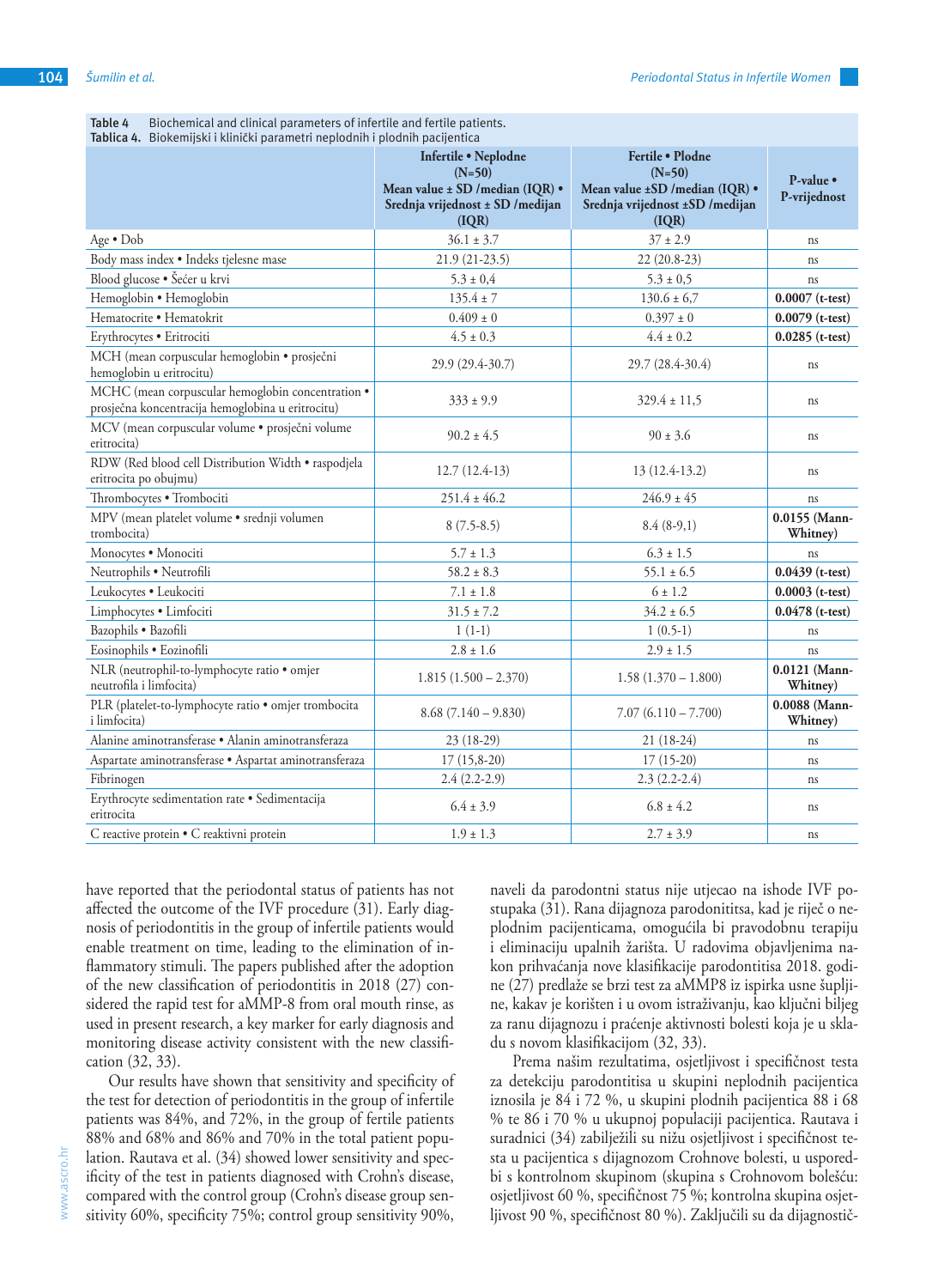Table 4 Biochemical and clinical parameters of infertile and fertile patients.
Tablica 4. Biokemijski i klinički parametri neplodnih i plodnih pacijentica

| | Infertile • Neplodne (N=50) Mean value ± SD /median (IQR) • Srednja vrijednost ± SD /medijan (IQR) | Fertile • Plodne (N=50) Mean value ±SD /median (IQR) • Srednja vrijednost ±SD /medijan (IQR) | P-value • P-vrijednost |
|---|---|---|---|
| Age • Dob | 36.1 ± 3.7 | 37 ± 2.9 | ns |
| Body mass index • Indeks tjelesne mase | 21.9 (21-23.5) | 22 (20.8-23) | ns |
| Blood glucose • Šećer u krvi | 5.3 ± 0,4 | 5.3 ± 0,5 | ns |
| Hemoglobin • Hemoglobin | 135.4 ± 7 | 130.6 ± 6,7 | **0.0007 (t-test)** |
| Hematocrite • Hematokrit | 0.409 ± 0 | 0.397 ± 0 | **0.0079 (t-test)** |
| Erythrocytes • Eritrociti | 4.5 ± 0.3 | 4.4 ± 0.2 | **0.0285 (t-test)** |
| MCH (mean corpuscular hemoglobin • prosječni hemoglobin u eritrocitu) | 29.9 (29.4-30.7) | 29.7 (28.4-30.4) | ns |
| MCHC (mean corpuscular hemoglobin concentration • prosječna koncentracija hemoglobina u eritrocitu) | 333 ± 9.9 | 329.4 ± 11,5 | ns |
| MCV (mean corpuscular volume • prosječni volume eritrocita) | 90.2 ± 4.5 | 90 ± 3.6 | ns |
| RDW (Red blood cell Distribution Width • raspodjela eritrocita po obujmu) | 12.7 (12.4-13) | 13 (12.4-13.2) | ns |
| Thrombocytes • Trombociti | 251.4 ± 46.2 | 246.9 ± 45 | ns |
| MPV (mean platelet volume • srednji volumen trombocita) | 8 (7.5-8.5) | 8.4 (8-9,1) | **0.0155 (Mann-Whitney)** |
| Monocytes • Monociti | 5.7 ± 1.3 | 6.3 ± 1.5 | ns |
| Neutrophils • Neutrofili | 58.2 ± 8.3 | 55.1 ± 6.5 | **0.0439 (t-test)** |
| Leukocytes • Leukociti | 7.1 ± 1.8 | 6 ± 1.2 | **0.0003 (t-test)** |
| Limphocytes • Limfociti | 31.5 ± 7.2 | 34.2 ± 6.5 | **0.0478 (t-test)** |
| Bazophils • Bazofili | 1 (1-1) | 1 (0.5-1) | ns |
| Eosinophils • Eozinofili | 2.8 ± 1.6 | 2.9 ± 1.5 | ns |
| NLR (neutrophil-to-lymphocyte ratio • omjer neutrofila i limfocita) | 1.815 (1.500 – 2.370) | 1.58 (1.370 – 1.800) | **0.0121 (Mann-Whitney)** |
| PLR (platelet-to-lymphocyte ratio • omjer trombocita i limfocita) | 8.68 (7.140 – 9.830) | 7.07 (6.110 – 7.700) | **0.0088 (Mann-Whitney)** |
| Alanine aminotransferase • Alanin aminotransferaza | 23 (18-29) | 21 (18-24) | ns |
| Aspartate aminotransferase • Aspartat aminotransferaza | 17 (15,8-20) | 17 (15-20) | ns |
| Fibrinogen | 2.4 (2.2-2.9) | 2.3 (2.2-2.4) | ns |
| Erythrocyte sedimentation rate • Sedimentacija eritrocita | 6.4 ± 3.9 | 6.8 ± 4.2 | ns |
| C reactive protein • C reaktivni protein | 1.9 ± 1.3 | 2.7 ± 3.9 | ns |

have reported that the periodontal status of patients has not affected the outcome of the IVF procedure (31). Early diagnosis of periodontitis in the group of infertile patients would enable treatment on time, leading to the elimination of inflammatory stimuli. The papers published after the adoption of the new classification of periodontitis in 2018 (27) considered the rapid test for aMMP-8 from oral mouth rinse, as used in present research, a key marker for early diagnosis and monitoring disease activity consistent with the new classification (32, 33).

Our results have shown that sensitivity and specificity of the test for detection of periodontitis in the group of infertile patients was 84%, and 72%, in the group of fertile patients 88% and 68% and 86% and 70% in the total patient population. Rautava et al. (34) showed lower sensitivity and specificity of the test in patients diagnosed with Crohn's disease, compared with the control group (Crohn's disease group sensitivity 60%, specificity 75%; control group sensitivity 90%,

naveli da parodontni status nije utjecao na ishode IVF postupaka (31). Rana dijagnoza parodontitisa, kad je riječ o neplodnim pacijenticama, omogućila bi pravodobnu terapiju i eliminaciju upalnih žarišta. U radovima objavljenima nakon prihvaćanja nove klasifikacije parodontitisa 2018. godine (27) predlaže se brzi test za aMMP8 iz ispirka usne šupljine, kakav je korišten i u ovom istraživanju, kao ključni biljeg za ranu dijagnozu i praćenje aktivnosti bolesti koja je u skladu s novom klasifikacijom (32, 33).

Prema našim rezultatima, osjetljivost i specifičnost testa za detekciju parodontitisa u skupini neplodnih pacijentica iznosila je 84 i 72 %, u skupini plodnih pacijentica 88 i 68 % te 86 i 70 % u ukupnoj populaciji pacijentica. Rautava i suradnici (34) zabilježili su nižu osjetljivost i specifičnost testa u pacijentica s dijagnozom Crohnove bolesti, u usporedbi s kontrolnom skupinom (skupina s Crohnovom bolešću: osjetljivost 60 %, specifičnost 75 %; kontrolna skupina osjetljivost 90 %, specifičnost 80 %). Zaključili su da dijagnostič-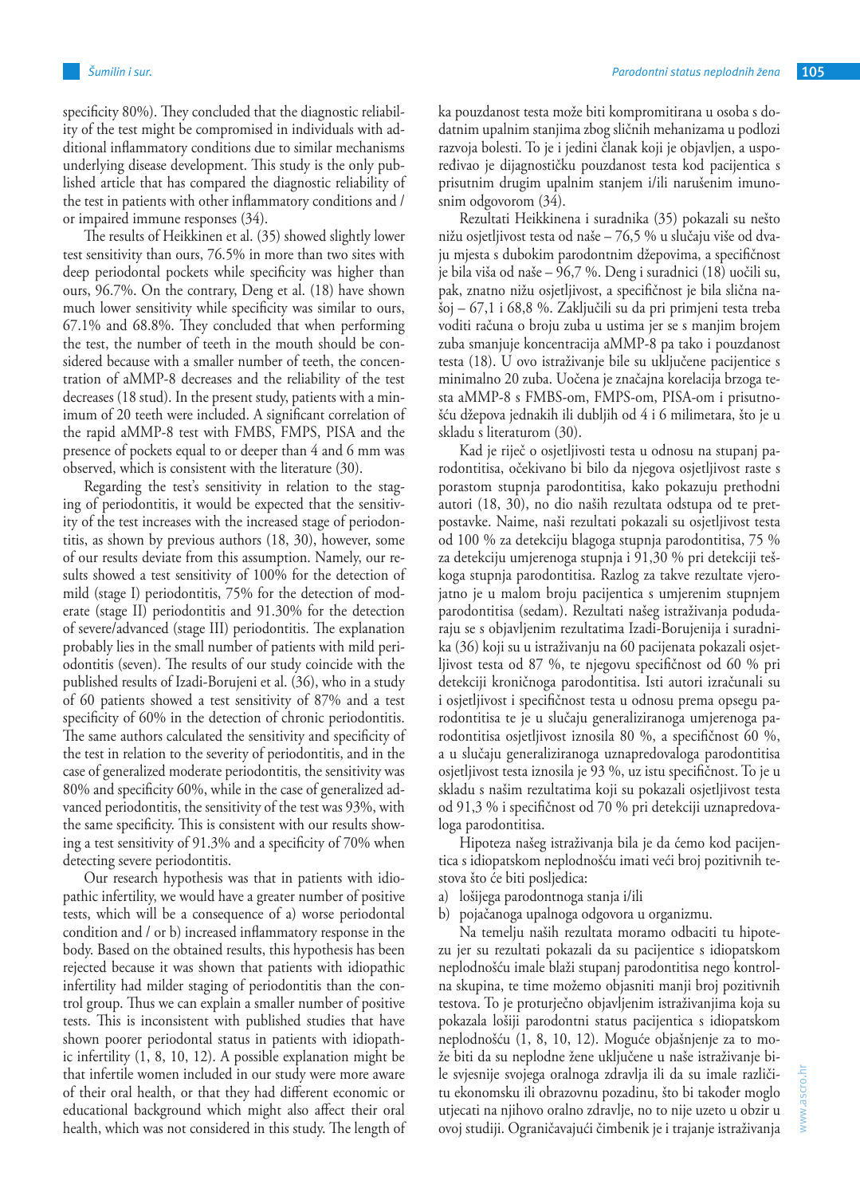specificity 80%). They concluded that the diagnostic reliability of the test might be compromised in individuals with additional inflammatory conditions due to similar mechanisms underlying disease development. This study is the only published article that has compared the diagnostic reliability of the test in patients with other inflammatory conditions and / or impaired immune responses (34).

The results of Heikkinen et al. (35) showed slightly lower test sensitivity than ours, 76.5% in more than two sites with deep periodontal pockets while specificity was higher than ours, 96.7%. On the contrary, Deng et al. (18) have shown much lower sensitivity while specificity was similar to ours, 67.1% and 68.8%. They concluded that when performing the test, the number of teeth in the mouth should be considered because with a smaller number of teeth, the concentration of aMMP-8 decreases and the reliability of the test decreases (18 stud). In the present study, patients with a minimum of 20 teeth were included. A significant correlation of the rapid aMMP-8 test with FMBS, FMPS, PISA and the presence of pockets equal to or deeper than 4 and 6 mm was observed, which is consistent with the literature (30).

Regarding the test's sensitivity in relation to the staging of periodontitis, it would be expected that the sensitivity of the test increases with the increased stage of periodontitis, as shown by previous authors (18, 30), however, some of our results deviate from this assumption. Namely, our results showed a test sensitivity of 100% for the detection of mild (stage I) periodontitis, 75% for the detection of moderate (stage II) periodontitis and 91.30% for the detection of severe/advanced (stage III) periodontitis. The explanation probably lies in the small number of patients with mild periodontitis (seven). The results of our study coincide with the published results of Izadi-Borujeni et al. (36), who in a study of 60 patients showed a test sensitivity of 87% and a test specificity of 60% in the detection of chronic periodontitis. The same authors calculated the sensitivity and specificity of the test in relation to the severity of periodontitis, and in the case of generalized moderate periodontitis, the sensitivity was 80% and specificity 60%, while in the case of generalized advanced periodontitis, the sensitivity of the test was 93%, with the same specificity. This is consistent with our results showing a test sensitivity of 91.3% and a specificity of 70% when detecting severe periodontitis.

Our research hypothesis was that in patients with idiopathic infertility, we would have a greater number of positive tests, which will be a consequence of a) worse periodontal condition and / or b) increased inflammatory response in the body. Based on the obtained results, this hypothesis has been rejected because it was shown that patients with idiopathic infertility had milder staging of periodontitis than the control group. Thus we can explain a smaller number of positive tests. This is inconsistent with published studies that have shown poorer periodontal status in patients with idiopathic infertility (1, 8, 10, 12). A possible explanation might be that infertile women included in our study were more aware of their oral health, or that they had different economic or educational background which might also affect their oral health, which was not considered in this study. The length of

ka pouzdanost testa može biti kompromitirana u osoba s dodatnim upalnim stanjima zbog sličnih mehanizama u podlozi razvoja bolesti. To je i jedini članak koji je objavljen, a uspoređivao je dijagnostičku pouzdanost testa kod pacijentica s prisutnim drugim upalnim stanjem i/ili narušenim imunosnim odgovorom (34).

Rezultati Heikkinena i suradnika (35) pokazali su nešto nižu osjetljivost testa od naše – 76,5 % u slučaju više od dvaju mjesta s dubokim parodontnim džepovima, a specifičnost je bila viša od naše – 96,7 %. Deng i suradnici (18) uočili su, pak, znatno nižu osjetljivost, a specifičnost je bila slična našoj – 67,1 i 68,8 %. Zaključili su da pri primjeni testa treba voditi računa o broju zuba u ustima jer se s manjim brojem zuba smanjuje koncentracija aMMP-8 pa tako i pouzdanost testa (18). U ovo istraživanje bile su uključene pacijentice s minimalno 20 zuba. Uočena je značajna korelacija brzoga testa aMMP-8 s FMBS-om, FMPS-om, PISA-om i prisutnošću džepova jednakih ili dubljih od 4 i 6 milimetara, što je u skladu s literaturom (30).

Kad je riječ o osjetljivosti testa u odnosu na stupanj parodontitisa, očekivano bi bilo da njegova osjetljivost raste s porastom stupnja parodontitisa, kako pokazuju prethodni autori (18, 30), no dio naših rezultata odstupa od te pretpostavke. Naime, naši rezultati pokazali su osjetljivost testa od 100 % za detekciju blagoga stupnja parodontitisa, 75 % za detekciju umjerenoga stupnja i 91,30 % pri detekciji teškoga stupnja parodontitisa. Razlog za takve rezultate vjerojatno je u malom broju pacijentica s umjerenim stupnjem parodontitisa (sedam). Rezultati našeg istraživanja podudaraju se s objavljenim rezultatima Izadi-Borujenija i suradnika (36) koji su u istraživanju na 60 pacijenata pokazali osjetljivost testa od 87 %, te njegovu specifičnost od 60 % pri detekciji kroničnoga parodontitisa. Isti autori izračunali su i osjetljivost i specifičnost testa u odnosu prema opsegu parodontitisa te je u slučaju generaliziranoga umjerenoga parodontitisa osjetljivost iznosila 80 %, a specifičnost 60 %, a u slučaju generaliziranoga uznapredovaloga parodontitisa osjetljivost testa iznosila je 93 %, uz istu specifičnost. To je u skladu s našim rezultatima koji su pokazali osjetljivost testa od 91,3 % i specifičnost od 70 % pri detekciji uznapredovaloga parodontitisa.

Hipoteza našeg istraživanja bila je da ćemo kod pacijentica s idiopatskom neplodnošću imati veći broj pozitivnih testova što će biti posljedica:

a) lošijega parodontnoga stanja i/ili
b) pojačanoga upalnoga odgovora u organizmu.

Na temelju naših rezultata moramo odbaciti tu hipotezu jer su rezultati pokazali da su pacijentice s idiopatskom neplodnošću imale blaži stupanj parodontitisa nego kontrolna skupina, te time možemo objasniti manji broj pozitivnih testova. To je proturječno objavljenim istraživanjima koja su pokazala lošiji parodontni status pacijentica s idiopatskom neplodnošću (1, 8, 10, 12). Moguće objašnjenje za to može biti da su neplodne žene uključene u naše istraživanje bile svjesnije svojega oralnoga zdravlja ili da su imale različitu ekonomsku ili obrazovnu pozadinu, što bi također moglo utjecati na njihovo oralno zdravlje, no to nije uzeto u obzir u ovoj studiji. Ograničavajući čimbenik je i trajanje istraživanja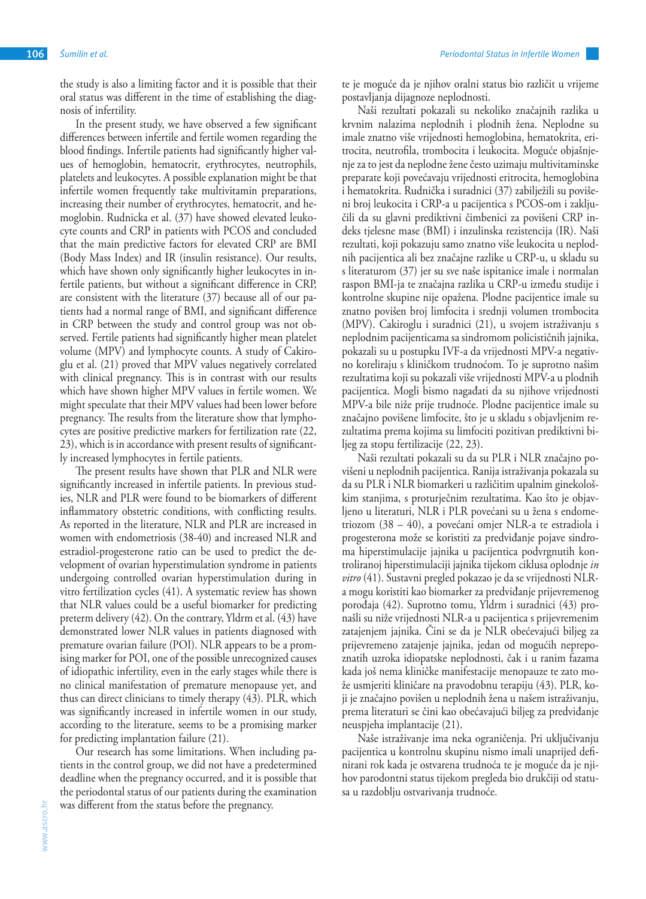the study is also a limiting factor and it is possible that their oral status was different in the time of establishing the diagnosis of infertility.

In the present study, we have observed a few significant differences between infertile and fertile women regarding the blood findings. Infertile patients had significantly higher values of hemoglobin, hematocrit, erythrocytes, neutrophils, platelets and leukocytes. A possible explanation might be that infertile women frequently take multivitamin preparations, increasing their number of erythrocytes, hematocrit, and hemoglobin. Rudnicka et al. (37) have showed elevated leukocyte counts and CRP in patients with PCOS and concluded that the main predictive factors for elevated CRP are BMI (Body Mass Index) and IR (insulin resistance). Our results, which have shown only significantly higher leukocytes in infertile patients, but without a significant difference in CRP, are consistent with the literature (37) because all of our patients had a normal range of BMI, and significant difference in CRP between the study and control group was not observed. Fertile patients had significantly higher mean platelet volume (MPV) and lymphocyte counts. A study of Cakiroglu et al. (21) proved that MPV values negatively correlated with clinical pregnancy. This is in contrast with our results which have shown higher MPV values in fertile women. We might speculate that their MPV values had been lower before pregnancy. The results from the literature show that lymphocytes are positive predictive markers for fertilization rate (22, 23), which is in accordance with present results of significantly increased lymphocytes in fertile patients.

The present results have shown that PLR and NLR were significantly increased in infertile patients. In previous studies, NLR and PLR were found to be biomarkers of different inflammatory obstetric conditions, with conflicting results. As reported in the literature, NLR and PLR are increased in women with endometriosis (38-40) and increased NLR and estradiol-progesterone ratio can be used to predict the development of ovarian hyperstimulation syndrome in patients undergoing controlled ovarian hyperstimulation during in vitro fertilization cycles (41). A systematic review has shown that NLR values could be a useful biomarker for predicting preterm delivery (42). On the contrary, Yldrm et al. (43) have demonstrated lower NLR values in patients diagnosed with premature ovarian failure (POI). NLR appears to be a promising marker for POI, one of the possible unrecognized causes of idiopathic infertility, even in the early stages while there is no clinical manifestation of premature menopause yet, and thus can direct clinicians to timely therapy (43). PLR, which was significantly increased in infertile women in our study, according to the literature, seems to be a promising marker for predicting implantation failure (21).

Our research has some limitations. When including patients in the control group, we did not have a predetermined deadline when the pregnancy occurred, and it is possible that the periodontal status of our patients during the examination was different from the status before the pregnancy.

te je moguće da je njihov oralni status bio različit u vrijeme postavljanja dijagnoze neplodnosti.

Naši rezultati pokazali su nekoliko značajnih razlika u krvnim nalazima neplodnih i plodnih žena. Neplodne su imale znatno više vrijednosti hemoglobina, hematokrita, eritrocita, neutrofila, trombocita i leukocita. Moguće objašnjenje za to jest da neplodne žene često uzimaju multivitaminske preparate koji povećavaju vrijednosti eritrocita, hemoglobina i hematokrita. Rudnička i suradnici (37) zabilježili su povišeni broj leukocita i CRP-a u pacijentica s PCOS-om i zaključili da su glavni prediktivni čimbenici za povišeni CRP indeks tjelesne mase (BMI) i inzulinska rezistencija (IR). Naši rezultati, koji pokazuju samo znatno više leukocita u neplodnih pacijentica ali bez značajne razlike u CRP-u, u skladu su s literaturom (37) jer su sve naše ispitanice imale i normalan raspon BMI-ja te značajna razlika u CRP-u između studije i kontrolne skupine nije opažena. Plodne pacijentice imale su znatno povišen broj limfocita i srednji volumen trombocita (MPV). Cakiroglu i suradnici (21), u svojem istraživanju s neplodnim pacijenticama sa sindromom policističnih jajnika, pokazali su u postupku IVF-a da vrijednosti MPV-a negativno koreliraju s kliničkom trudnoćom. To je suprotno našim rezultatima koji su pokazali više vrijednosti MPV-a u plodnih pacijentica. Mogli bismo nagađati da su njihove vrijednosti MPV-a bile niže prije trudnoće. Plodne pacijentice imale su značajno povišene limfocite, što je u skladu s objavljenim rezultatima prema kojima su limfociti pozitivan prediktivni biljeg za stopu fertilizacije (22, 23).

Naši rezultati pokazali su da su PLR i NLR značajno povišeni u neplodnih pacijentica. Ranija istraživanja pokazala su da su PLR i NLR biomarkeri u različitim upalnim ginekološkim stanjima, s proturječnim rezultatima. Kao što je objavljeno u literaturi, NLR i PLR povećani su u žena s endometriozom (38 – 40), a povećani omjer NLR-a te estradiola i progesterona može se koristiti za predviđanje pojave sindroma hiperstimulacije jajnika u pacijentica podvrgnutih kontroliranoj hiperstimulaciji jajnika tijekom ciklusa oplodnje *in vitro* (41). Sustavni pregled pokazao je da se vrijednosti NLR-a mogu koristiti kao biomarker za predviđanje prijevremenog porođaja (42). Suprotno tomu, Yldrm i suradnici (43) pronašli su niže vrijednosti NLR-a u pacijentica s prijevremenim zatajenjem jajnika. Čini se da je NLR obećavajući biljeg za prijevremeno zatajenje jajnika, jedan od mogućih neprepoznatih uzroka idiopatske neplodnosti, čak i u ranim fazama kada još nema kliničke manifestacije menopauze te zato može usmjeriti kliničare na pravodobnu terapiju (43). PLR, koji je značajno povišen u neplodnih žena u našem istraživanju, prema literaturi se čini kao obećavajući biljeg za predviđanje neuspjeha implantacije (21).

Naše istraživanje ima neka ograničenja. Pri uključivanju pacijentica u kontrolnu skupinu nismo imali unaprijed definirani rok kada je ostvarena trudnoća te je moguće da je njihov parodontni status tijekom pregleda bio drukčiji od statusa u razdoblju ostvarivanja trudnoće.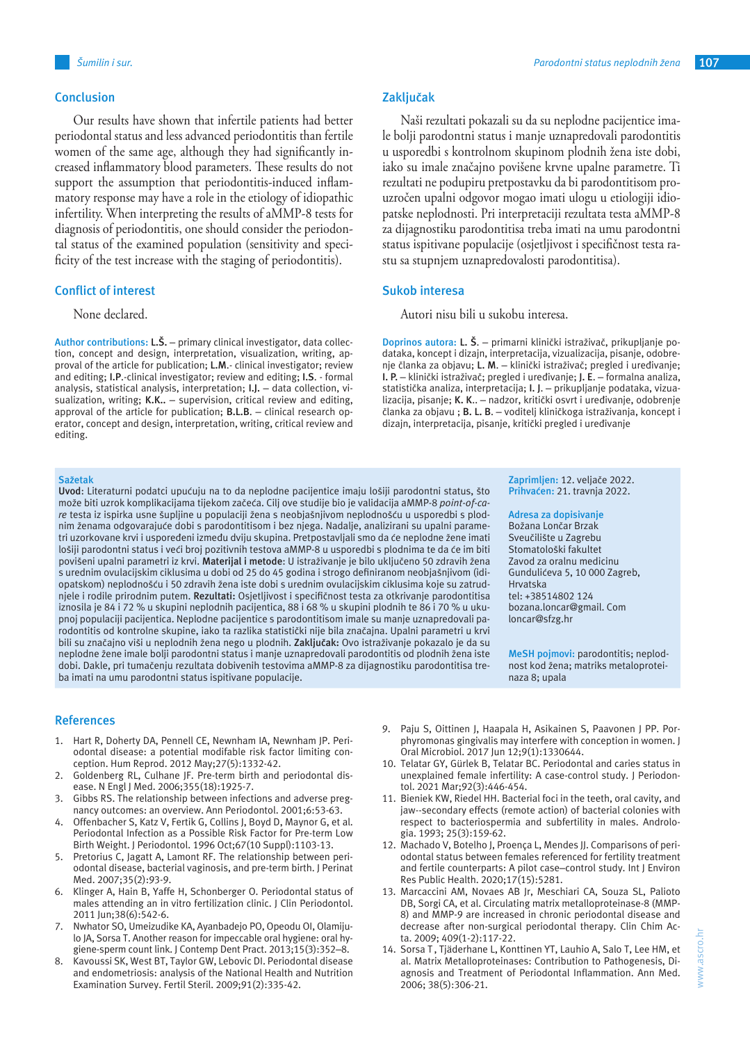## Conclusion

Our results have shown that infertile patients had better periodontal status and less advanced periodontitis than fertile women of the same age, although they had significantly increased inflammatory blood parameters. These results do not support the assumption that periodontitis-induced inflammatory response may have a role in the etiology of idiopathic infertility. When interpreting the results of aMMP-8 tests for diagnosis of periodontitis, one should consider the periodontal status of the examined population (sensitivity and specificity of the test increase with the staging of periodontitis).

## Conflict of interest

None declared.

**Author contributions:** **L.Š.** – primary clinical investigator, data collection, concept and design, interpretation, visualization, writing, approval of the article for publication; **L.M.**- clinical investigator; review and editing; **I.P.**-clinical investigator; review and editing; **I.S.** - formal analysis, statistical analysis, interpretation; **I.J.** – data collection, visualization, writing; **K.K..** – supervision, critical review and editing, approval of the article for publication; **B.L.B.** – clinical research operator, concept and design, interpretation, writing, critical review and editing.

## Zaključak

Naši rezultati pokazali su da su neplodne pacijentice imale bolji parodontni status i manje uznapredovali parodontitis u usporedbi s kontrolnom skupinom plodnih žena iste dobi, iako su imale značajno povišene krvne upalne parametre. Ti rezultati ne podupiru pretpostavku da bi parodontitisom prouzročen upalni odgovor mogao imati ulogu u etiologiji idiopatske neplodnosti. Pri interpretaciji rezultata testa aMMP-8 za dijagnostiku parodontitisa treba imati na umu parodontni status ispitivane populacije (osjetljivost i specifičnost testa rastu sa stupnjem uznapredovalosti parodontitisa).

## Sukob interesa

Autori nisu bili u sukobu interesa.

**Doprinos autora:** **L. Š.** – primarni klinički istraživač, prikupljanje podataka, koncept i dizajn, interpretacija, vizualizacija, pisanje, odobrenje članka za objavu; **L. M.** – klinički istraživač; pregled i uređivanje; **I. P.** – klinički istraživač; pregled i uređivanje; **J. E.** – formalna analiza, statistička analiza, interpretacija; **I. J.** – prikupljanje podataka, vizualizacija, pisanje; **K. K..** – nadzor, kritički osvrt i uređivanje, odobrenje članka za objavu ; **B. L. B.** – voditelj kliničkoga istraživanja, koncept i dizajn, interpretacija, pisanje, kritički pregled i uređivanje

**Sažetak**

**Uvod**: Literaturni podatci upućuju na to da neplodne pacijentice imaju lošiji parodontni status, što može biti uzrok komplikacijama tijekom začeća. Cilj ove studije bio je validacija aMMP-8 *point-of-care* testa iz ispirka usne šupljine u populaciji žena s neobjašnjivom neplodnošću u usporedbi s plodnim ženama odgovarajuće dobi s parodontitisom i bez njega. Nadalje, analizirani su upalni parametri uzorkovane krvi i uspoređeni između dviju skupina. Pretpostavljali smo da će neplodne žene imati lošiji parodontni status i veći broj pozitivnih testova aMMP-8 u usporedbi s plodnima te da će im biti povišeni upalni parametri iz krvi. **Materijal i metode**: U istraživanje je bilo uključeno 50 zdravih žena s urednim ovulacijskim ciklusima u dobi od 25 do 45 godina i strogo definiranom neobjašnjivom (idiopatskom) neplodnošću i 50 zdravih žena iste dobi s urednim ovulacijskim ciklusima koje su zatrudnjele i rodile prirodnim putem. **Rezultati:** Osjetljivost i specifičnost testa za otkrivanje parodontitisa iznosila je 84 i 72 % u skupini neplodnih pacijentica, 88 i 68 % u skupini plodnih te 86 i 70 % u ukupnoj populaciji pacijentica. Neplodne pacijentice s parodontitisom imale su manje uznapredovali parodontitis od kontrolne skupine, iako ta razlika statistički nije bila značajna. Upalni parametri u krvi bili su značajno viši u neplodnih žena nego u plodnih. **Zaključak:** Ovo istraživanje pokazalo je da su neplodne žene imale bolji parodontni status i manje uznapredovali parodontitis od plodnih žena iste dobi. Dakle, pri tumačenju rezultata dobivenih testovima aMMP-8 za dijagnostiku parodontitisa treba imati na umu parodontni status ispitivane populacije.

**Zaprimljen:** 12. veljače 2022.
**Prihvaćen:** 21. travnja 2022.

**Adresa za dopisivanje**
Božana Lončar Brzak
Sveučilište u Zagrebu
Stomatološki fakultet
Zavod za oralnu medicinu
Gundulićeva 5, 10 000 Zagreb,
Hrvatska
tel: +38514802 124
bozana.loncar@gmail. Com
loncar@sfzg.hr

**MeSH pojmovi:** parodontitis; neplodnost kod žena; matriks metaloproteinaza 8; upala

## References

1. Hart R, Doherty DA, Pennell CE, Newnham IA, Newnham JP. Periodontal disease: a potential modifiable risk factor limiting conception. Hum Reprod. 2012 May;27(5):1332-42.
2. Goldenberg RL, Culhane JF. Pre-term birth and periodontal disease. N Engl J Med. 2006;355(18):1925-7.
3. Gibbs RS. The relationship between infections and adverse pregnancy outcomes: an overview. Ann Periodontol. 2001;6:53-63.
4. Offenbacher S, Katz V, Fertik G, Collins J, Boyd D, Maynor G, et al. Periodontal Infection as a Possible Risk Factor for Pre-term Low Birth Weight. J Periodontol. 1996 Oct;67(10 Suppl):1103-13.
5. Pretorius C, Jagatt A, Lamont RF. The relationship between periodontal disease, bacterial vaginosis, and pre-term birth. J Perinat Med. 2007;35(2):93-9.
6. Klinger A, Hain B, Yaffe H, Schonberger O. Periodontal status of males attending an in vitro fertilization clinic. J Clin Periodontol. 2011 Jun;38(6):542-6.
7. Nwhator SO, Umeizudike KA, Ayanbadejo PO, Opeodu OI, Olamijulo JA, Sorsa T. Another reason for impeccable oral hygiene: oral hygiene-sperm count link. J Contemp Dent Pract. 2013;15(3):352–8.
8. Kavoussi SK, West BT, Taylor GW, Lebovic DI. Periodontal disease and endometriosis: analysis of the National Health and Nutrition Examination Survey. Fertil Steril. 2009;91(2):335-42.
9. Paju S, Oittinen J, Haapala H, Asikainen S, Paavonen J PP. Porphyromonas gingivalis may interfere with conception in women. J Oral Microbiol. 2017 Jun 12;9(1):1330644.
10. Telatar GY, Gürlek B, Telatar BC. Periodontal and caries status in unexplained female infertility: A case-control study. J Periodontol. 2021 Mar;92(3):446-454.
11. Bieniek KW, Riedel HH. Bacterial foci in the teeth, oral cavity, and jaw--secondary effects (remote action) of bacterial colonies with respect to bacteriospermia and subfertility in males. Andrologia. 1993; 25(3):159-62.
12. Machado V, Botelho J, Proença L, Mendes JJ. Comparisons of periodontal status between females referenced for fertility treatment and fertile counterparts: A pilot case–control study. Int J Environ Res Public Health. 2020;17(15):5281.
13. Marcaccini AM, Novaes AB Jr, Meschiari CA, Souza SL, Palioto DB, Sorgi CA, et al. Circulating matrix metalloproteinase-8 (MMP-8) and MMP-9 are increased in chronic periodontal disease and decrease after non-surgical periodontal therapy. Clin Chim Acta. 2009; 409(1-2):117-22.
14. Sorsa T , Tjäderhane L, Konttinen YT, Lauhio A, Salo T, Lee HM, et al. Matrix Metalloproteinases: Contribution to Pathogenesis, Diagnosis and Treatment of Periodontal Inflammation. Ann Med. 2006; 38(5):306-21.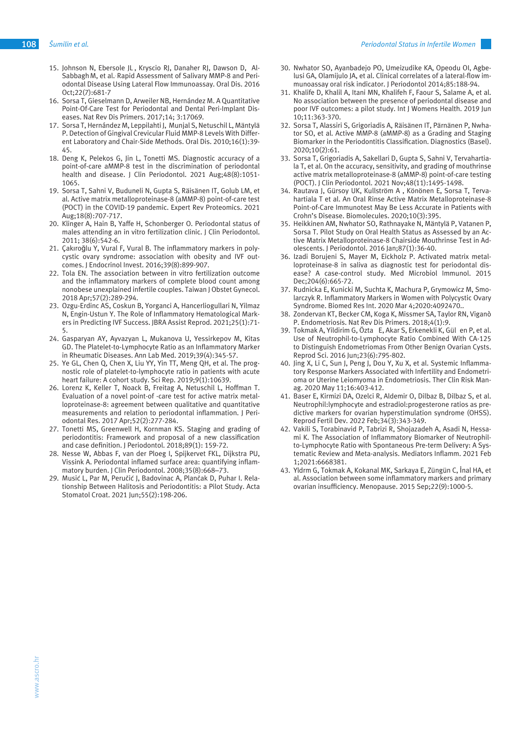15. Johnson N, Ebersole JL, Kryscio RJ, Danaher RJ, Dawson D, Al-Sabbagh M, et al. Rapid Assessment of Salivary MMP-8 and Periodontal Disease Using Lateral Flow Immunoassay. Oral Dis. 2016 Oct;22(7):681-7
16. Sorsa T, Gieselmann D, Arweiler NB, Hernández M. A Quantitative Point-Of-Care Test for Periodontal and Dental Peri-Implant Diseases. Nat Rev Dis Primers. 2017;14; 3:17069.
17. Sorsa T, Hernández M, Leppilahti J, Munjal S, Netuschil L, Mäntylä P. Detection of Gingival Crevicular Fluid MMP-8 Levels With Different Laboratory and Chair-Side Methods. Oral Dis. 2010;16(1):39-45.
18. Deng K, Pelekos G, Jin L, Tonetti MS. Diagnostic accuracy of a point-of-care aMMP-8 test in the discrimination of periodontal health and disease. J Clin Periodontol. 2021 Aug;48(8):1051-1065.
19. Sorsa T, Sahni V, Buduneli N, Gupta S, Räisänen IT, Golub LM, et al. Active matrix metalloproteinase-8 (aMMP-8) point-of-care test (POCT) in the COVID-19 pandemic. Expert Rev Proteomics. 2021 Aug;18(8):707-717.
20. Klinger A, Hain B, Yaffe H, Schonberger O. Periodontal status of males attending an in vitro fertilization clinic. J Clin Periodontol. 2011; 38(6):542-6.
21. Çakıroğlu Y, Vural F, Vural B. The inflammatory markers in polycystic ovary syndrome: association with obesity and IVF outcomes. J Endocrinol Invest. 2016;39(8):899-907.
22. Tola EN. The association between in vitro fertilization outcome and the inflammatory markers of complete blood count among nonobese unexplained infertile couples. Taiwan J Obstet Gynecol. 2018 Apr;57(2):289-294.
23. Ozgu-Erdinc AS, Coskun B, Yorganci A, Hancerliogullari N, Yilmaz N, Engin-Ustun Y. The Role of Inflammatory Hematological Markers in Predicting IVF Success. JBRA Assist Reprod. 2021;25(1):71-5.
24. Gasparyan AY, Ayvazyan L, Mukanova U, Yessirkepov M, Kitas GD. The Platelet-to-Lymphocyte Ratio as an Inflammatory Marker in Rheumatic Diseases. Ann Lab Med. 2019;39(4):345-57.
25. Ye GL, Chen Q, Chen X, Liu YY, Yin TT, Meng QH, et al. The prognostic role of platelet-to-lymphocyte ratio in patients with acute heart failure: A cohort study. Sci Rep. 2019;9(1):10639.
26. Lorenz K, Keller T, Noack B, Freitag A, Netuschil L, Hoffman T. Evaluation of a novel point-of -care test for active matrix metalloproteinase-8: agreement between qualitative and quantitative measurements and relation to periodontal inflammation. J Periodontal Res. 2017 Apr;52(2):277-284.
27. Tonetti MS, Greenwell H, Kornman KS. Staging and grading of periodontitis: Framework and proposal of a new classification and case definition. J Periodontol. 2018;89(1): 159-72.
28. Nesse W, Abbas F, van der Ploeg I, Spijkervet FKL, Dijkstra PU, Vissink A. Periodontal inflamed surface area: quantifying inflammatory burden. J Clin Periodontol. 2008;35(8):668–73.
29. Musić L, Par M, Peručić J, Badovinac A, Plančak D, Puhar I. Relationship Between Halitosis and Periodontitis: a Pilot Study. Acta Stomatol Croat. 2021 Jun;55(2):198-206.
30. Nwhator SO, Ayanbadejo PO, Umeizudike KA, Opeodu OI, Agbelusi GA, Olamijulo JA, et al. Clinical correlates of a lateral-flow immunoassay oral risk indicator. J Periodontol 2014;85:188-94.
31. Khalife D, Khalil A, Itani MN, Khalifeh F, Faour S, Salame A, et al. No association between the presence of periodontal disease and poor IVF outcomes: a pilot study. Int J Womens Health. 2019 Jun 10;11:363-370.
32. Sorsa T, Alassiri S, Grigoriadis A, Räisänen IT, Pärnänen P, Nwhator SO, et al. Active MMP-8 (aMMP-8) as a Grading and Staging Biomarker in the Periodontitis Classification. Diagnostics (Basel). 2020;10(2):61.
33. Sorsa T, Grigoriadis A, Sakellari D, Gupta S, Sahni V, Tervahartiala T, et al. On the accuracy, sensitivity, and grading of mouthrinse active matrix metalloproteinase-8 (aMMP-8) point-of-care testing (POCT). J Clin Periodontol. 2021 Nov;48(11):1495-1498.
34. Rautava J, Gürsoy UK, Kullström A , Könönen E, Sorsa T, Tervahartiala T et al. An Oral Rinse Active Matrix Metalloproteinase-8 Point-of-Care Immunotest May Be Less Accurate in Patients with Crohn's Disease. Biomolecules. 2020;10(3):395.
35. Heikkinen AM, Nwhator SO, Rathnayake N, Mäntylä P, Vatanen P, Sorsa T. Pilot Study on Oral Health Status as Assessed by an Active Matrix Metalloproteinase-8 Chairside Mouthrinse Test in Adolescents. J Periodontol. 2016 Jan;87(1):36-40.
36. Izadi Borujeni S, Mayer M, Eickholz P. Activated matrix metalloproteinase-8 in saliva as diagnostic test for periodontal disease? A case-control study. Med Microbiol Immunol. 2015 Dec;204(6):665-72.
37. Rudnicka E, Kunicki M, Suchta K, Machura P, Grymowicz M, Smolarczyk R. Inflammatory Markers in Women with Polycystic Ovary Syndrome. Biomed Res Int. 2020 Mar 4;2020:4092470..
38. Zondervan KT, Becker CM, Koga K, Missmer SA, Taylor RN, Viganò P. Endometriosis. Nat Rev Dis Primers. 2018;4(1):9.
39. Tokmak A, Yildirim G, Özta E, Akar S, Erkenekli K, Gül en P, et al. Use of Neutrophil-to-Lymphocyte Ratio Combined With CA-125 to Distinguish Endometriomas From Other Benign Ovarian Cysts. Reprod Sci. 2016 Jun;23(6):795-802.
40. Jing X, Li C, Sun J, Peng J, Dou Y, Xu X, et al. Systemic Inflammatory Response Markers Associated with Infertility and Endometrioma or Uterine Leiomyoma in Endometriosis. Ther Clin Risk Manag. 2020 May 11;16:403-412.
41. Baser E, Kirmizi DA, Ozelci R, Aldemir O, Dilbaz B, Dilbaz S, et al. Neutrophil:lymphocyte and estradiol:progesterone ratios as predictive markers for ovarian hyperstimulation syndrome (OHSS). Reprod Fertil Dev. 2022 Feb;34(3):343-349.
42. Vakili S, Torabinavid P, Tabrizi R, Shojazadeh A, Asadi N, Hessami K. The Association of Inflammatory Biomarker of Neutrophil-to-Lymphocyte Ratio with Spontaneous Pre-term Delivery: A Systematic Review and Meta-analysis. Mediators Inflamm. 2021 Feb 1;2021:6668381.
43. Yldrm G, Tokmak A, Kokanal MK, Sarkaya E, Züngün C, İnal HA, et al. Association between some inflammatory markers and primary ovarian insufficiency. Menopause. 2015 Sep;22(9):1000-5.